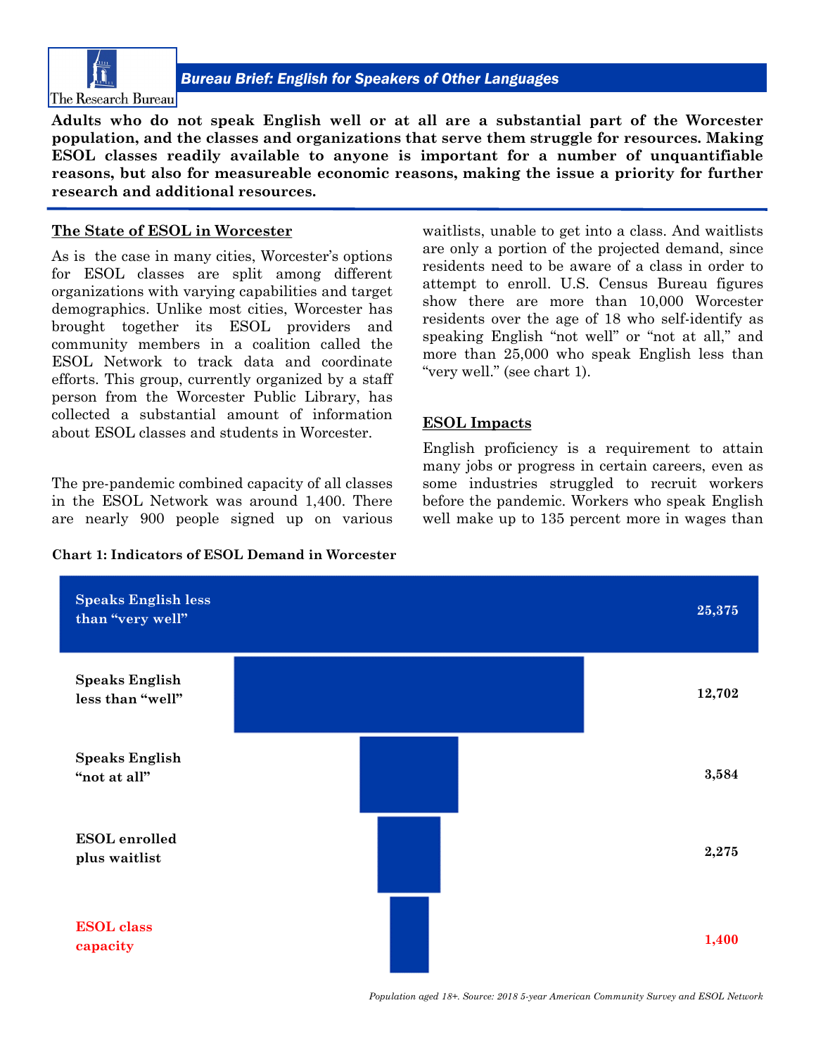*Bureau Brief: English for Speakers of Other Languages*

**Adults who do not speak English well or at all are a substantial part of the Worcester population, and the classes and organizations that serve them struggle for resources. Making ESOL classes readily available to anyone is important for a number of unquantifiable reasons, but also for measureable economic reasons, making the issue a priority for further research and additional resources.**

## The State of ESOL in Worcester

As is the case in many cities, Worcester's options for ESOL classes are split among different organizations with varying capabilities and target demographics. Unlike most cities, Worcester has brought together its ESOL providers and community members in a coalition called the ESOL Network to track data and coordinate efforts. This group, currently organized by a staff person from the Worcester Public Library, has collected a substantial amount of information about ESOL classes and students in Worcester.

The pre-pandemic combined capacity of all classes in the ESOL Network was around 1,400. There are nearly 900 people signed up on various waitlists, unable to get into a class. And waitlists are only a portion of the projected demand, since residents need to be aware of a class in order to attempt to enroll. U.S. Census Bureau figures show there are more than 10,000 Worcester residents over the age of 18 who self-identify as speaking English "not well" or "not at all," and more than 25,000 who speak English less than "very well." (see chart 1).

## ESOL Impacts

English proficiency is a requirement to attain many jobs or progress in certain careers, even as some industries struggled to recruit workers before the pandemic. Workers who speak English well make up to 135 percent more in wages than

**Chart 1: Indicators of ESOL Demand in Worcester**

| Indicator | Number |
|---|---|
| Speaks English less than "very well" | 25,375 |
| Speaks English less than "well" | 12,702 |
| Speaks English "not at all" | 3,584 |
| ESOL enrolled plus waitlist | 2,275 |
| ESOL class capacity | 1,400 |

*Population aged 18+. Source: 2018 5-year American Community Survey and ESOL Network*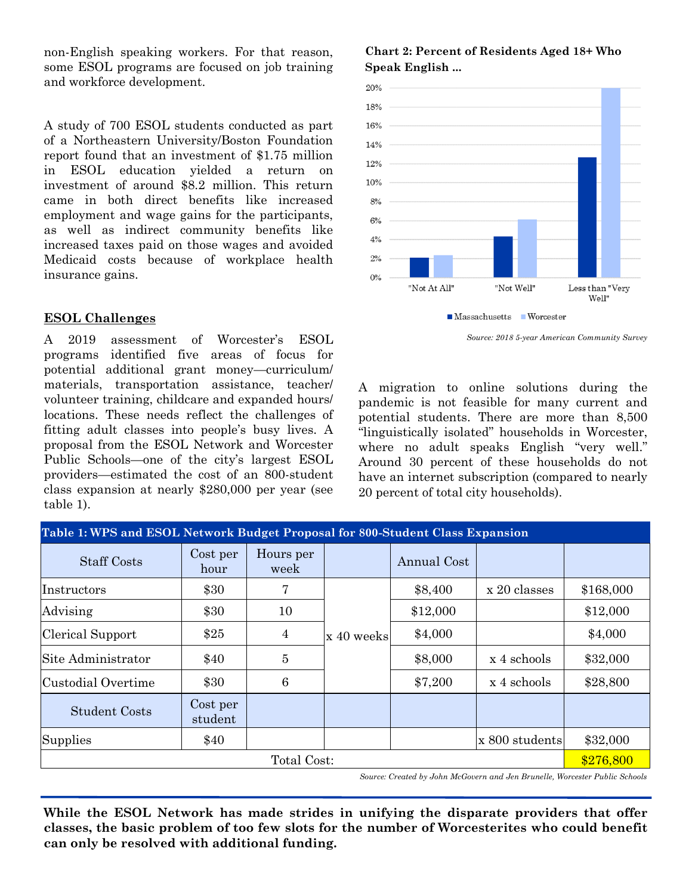non-English speaking workers. For that reason, some ESOL programs are focused on job training and workforce development.

A study of 700 ESOL students conducted as part of a Northeastern University/Boston Foundation report found that an investment of $1.75 million in ESOL education yielded a return on investment of around $8.2 million. This return came in both direct benefits like increased employment and wage gains for the participants, as well as indirect community benefits like increased taxes paid on those wages and avoided Medicaid costs because of workplace health insurance gains.

**Chart 2: Percent of Residents Aged 18+ Who Speak English ...**

20%
18%
16%
14%
12%
10%
8%
6%
4%
2%
0%

"Not At All"
"Not Well"
Less than "Very Well"

Massachusetts
Worcester

*Source: 2018 5-year American Community Survey*

## ESOL Challenges

A 2019 assessment of Worcester's ESOL programs identified five areas of focus for potential additional grant money—curriculum/materials, transportation assistance, teacher/volunteer training, childcare and expanded hours/locations. These needs reflect the challenges of fitting adult classes into people's busy lives. A proposal from the ESOL Network and Worcester Public Schools—one of the city's largest ESOL providers—estimated the cost of an 800-student class expansion at nearly $280,000 per year (see table 1).

A migration to online solutions during the pandemic is not feasible for many current and potential students. There are more than 8,500 "linguistically isolated" households in Worcester, where no adult speaks English "very well." Around 30 percent of these households do not have an internet subscription (compared to nearly 20 percent of total city households).

**Table 1: WPS and ESOL Network Budget Proposal for 800-Student Class Expansion**

| Staff Costs | Cost per hour | Hours per week | | Annual Cost | | |
|---|---|---|---|---|---|---|
| Instructors | $30 | 7 | x 40 weeks | $8,400 | x 20 classes | $168,000 |
| Advising | $30 | 10 | | $12,000 | | $12,000 |
| Clerical Support | $25 | 4 | | $4,000 | | $4,000 |
| Site Administrator | $40 | 5 | | $8,000 | x 4 schools | $32,000 |
| Custodial Overtime | $30 | 6 | | $7,200 | x 4 schools | $28,800 |
| Student Costs | Cost per student | | | | | |
| Supplies | $40 | | | | x 800 students | $32,000 |
| Total Cost: | | | | | | $276,800 |

*Source: Created by John McGovern and Jen Brunelle, Worcester Public Schools*

**While the ESOL Network has made strides in unifying the disparate providers that offer classes, the basic problem of too few slots for the number of Worcesterites who could benefit can only be resolved with additional funding.**